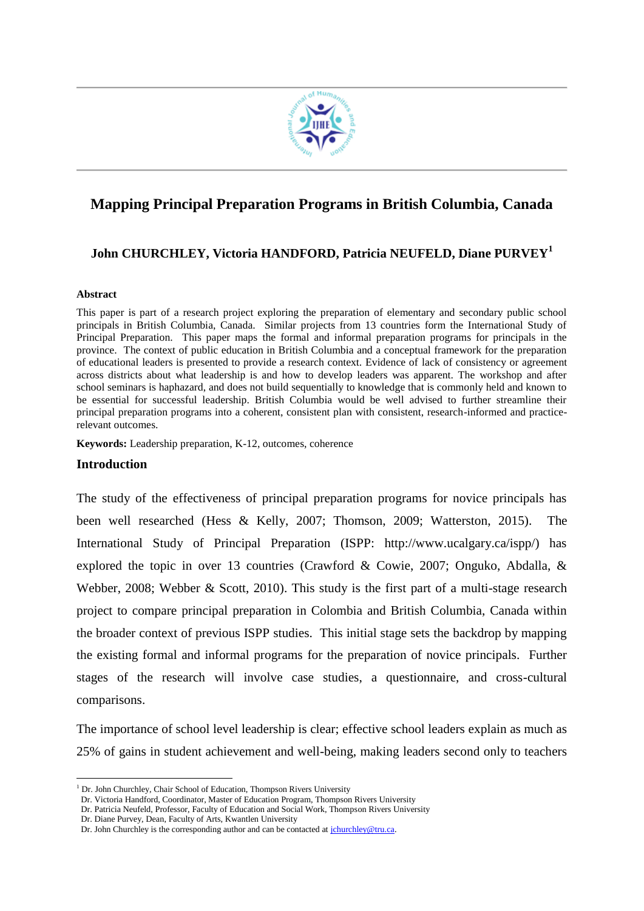# Mapping Principal Preparation Programs in British Columbia, Canada

**John CHURCHLEY, Victoria HANDFORD, Patricia NEUFELD, Diane PURVEY[1]**

**Abstract**

This paper is part of a research project exploring the preparation of elementary and secondary public school principals in British Columbia, Canada. Similar projects from 13 countries form the International Study of Principal Preparation. This paper maps the formal and informal preparation programs for principals in the province. The context of public education in British Columbia and a conceptual framework for the preparation of educational leaders is presented to provide a research context. Evidence of lack of consistency or agreement across districts about what leadership is and how to develop leaders was apparent. The workshop and after school seminars is haphazard, and does not build sequentially to knowledge that is commonly held and known to be essential for successful leadership. British Columbia would be well advised to further streamline their principal preparation programs into a coherent, consistent plan with consistent, research-informed and practice-relevant outcomes.

**Keywords:** Leadership preparation, K-12, outcomes, coherence

## Introduction

The study of the effectiveness of principal preparation programs for novice principals has been well researched (Hess & Kelly, 2007; Thomson, 2009; Watterston, 2015). The International Study of Principal Preparation (ISPP: http://www.ucalgary.ca/ispp/) has explored the topic in over 13 countries (Crawford & Cowie, 2007; Onguko, Abdalla, & Webber, 2008; Webber & Scott, 2010). This study is the first part of a multi-stage research project to compare principal preparation in Colombia and British Columbia, Canada within the broader context of previous ISPP studies. This initial stage sets the backdrop by mapping the existing formal and informal programs for the preparation of novice principals. Further stages of the research will involve case studies, a questionnaire, and cross-cultural comparisons.

The importance of school level leadership is clear; effective school leaders explain as much as 25% of gains in student achievement and well-being, making leaders second only to teachers

---

[1] Dr. John Churchley, Chair School of Education, Thompson Rivers University
Dr. Victoria Handford, Coordinator, Master of Education Program, Thompson Rivers University
Dr. Patricia Neufeld, Professor, Faculty of Education and Social Work, Thompson Rivers University
Dr. Diane Purvey, Dean, Faculty of Arts, Kwantlen University
Dr. John Churchley is the corresponding author and can be contacted at jchurchley@tru.ca.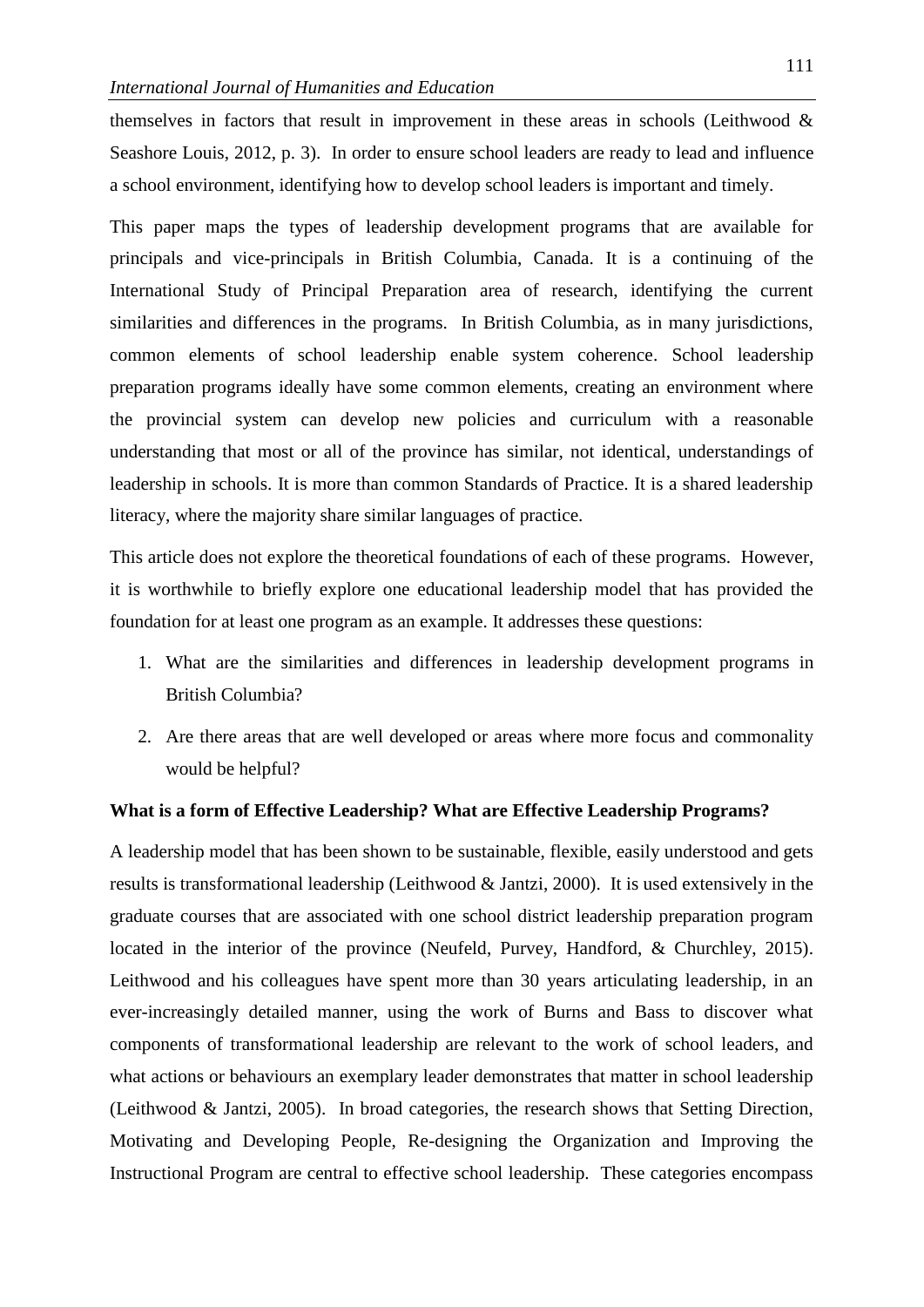themselves in factors that result in improvement in these areas in schools (Leithwood & Seashore Louis, 2012, p. 3). In order to ensure school leaders are ready to lead and influence a school environment, identifying how to develop school leaders is important and timely.

This paper maps the types of leadership development programs that are available for principals and vice-principals in British Columbia, Canada. It is a continuing of the International Study of Principal Preparation area of research, identifying the current similarities and differences in the programs. In British Columbia, as in many jurisdictions, common elements of school leadership enable system coherence. School leadership preparation programs ideally have some common elements, creating an environment where the provincial system can develop new policies and curriculum with a reasonable understanding that most or all of the province has similar, not identical, understandings of leadership in schools. It is more than common Standards of Practice. It is a shared leadership literacy, where the majority share similar languages of practice.

This article does not explore the theoretical foundations of each of these programs. However, it is worthwhile to briefly explore one educational leadership model that has provided the foundation for at least one program as an example. It addresses these questions:

1. What are the similarities and differences in leadership development programs in British Columbia?
2. Are there areas that are well developed or areas where more focus and commonality would be helpful?

**What is a form of Effective Leadership? What are Effective Leadership Programs?**

A leadership model that has been shown to be sustainable, flexible, easily understood and gets results is transformational leadership (Leithwood & Jantzi, 2000). It is used extensively in the graduate courses that are associated with one school district leadership preparation program located in the interior of the province (Neufeld, Purvey, Handford, & Churchley, 2015). Leithwood and his colleagues have spent more than 30 years articulating leadership, in an ever-increasingly detailed manner, using the work of Burns and Bass to discover what components of transformational leadership are relevant to the work of school leaders, and what actions or behaviours an exemplary leader demonstrates that matter in school leadership (Leithwood & Jantzi, 2005). In broad categories, the research shows that Setting Direction, Motivating and Developing People, Re-designing the Organization and Improving the Instructional Program are central to effective school leadership. These categories encompass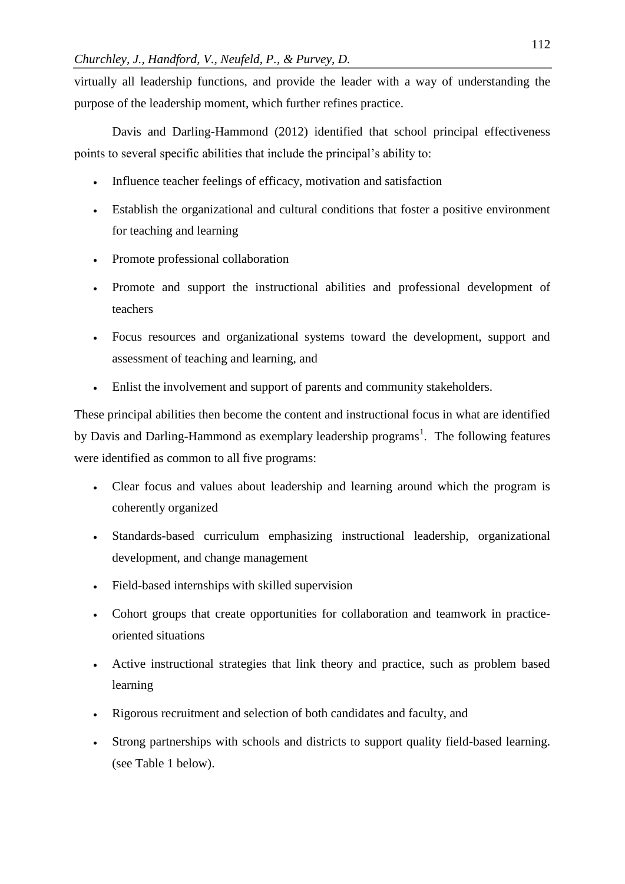virtually all leadership functions, and provide the leader with a way of understanding the purpose of the leadership moment, which further refines practice.

Davis and Darling-Hammond (2012) identified that school principal effectiveness points to several specific abilities that include the principal's ability to:

- Influence teacher feelings of efficacy, motivation and satisfaction
- Establish the organizational and cultural conditions that foster a positive environment for teaching and learning
- Promote professional collaboration
- Promote and support the instructional abilities and professional development of teachers
- Focus resources and organizational systems toward the development, support and assessment of teaching and learning, and
- Enlist the involvement and support of parents and community stakeholders.

These principal abilities then become the content and instructional focus in what are identified by Davis and Darling-Hammond as exemplary leadership programs[1]. The following features were identified as common to all five programs:

- Clear focus and values about leadership and learning around which the program is coherently organized
- Standards-based curriculum emphasizing instructional leadership, organizational development, and change management
- Field-based internships with skilled supervision
- Cohort groups that create opportunities for collaboration and teamwork in practice-oriented situations
- Active instructional strategies that link theory and practice, such as problem based learning
- Rigorous recruitment and selection of both candidates and faculty, and
- Strong partnerships with schools and districts to support quality field-based learning. (see Table 1 below).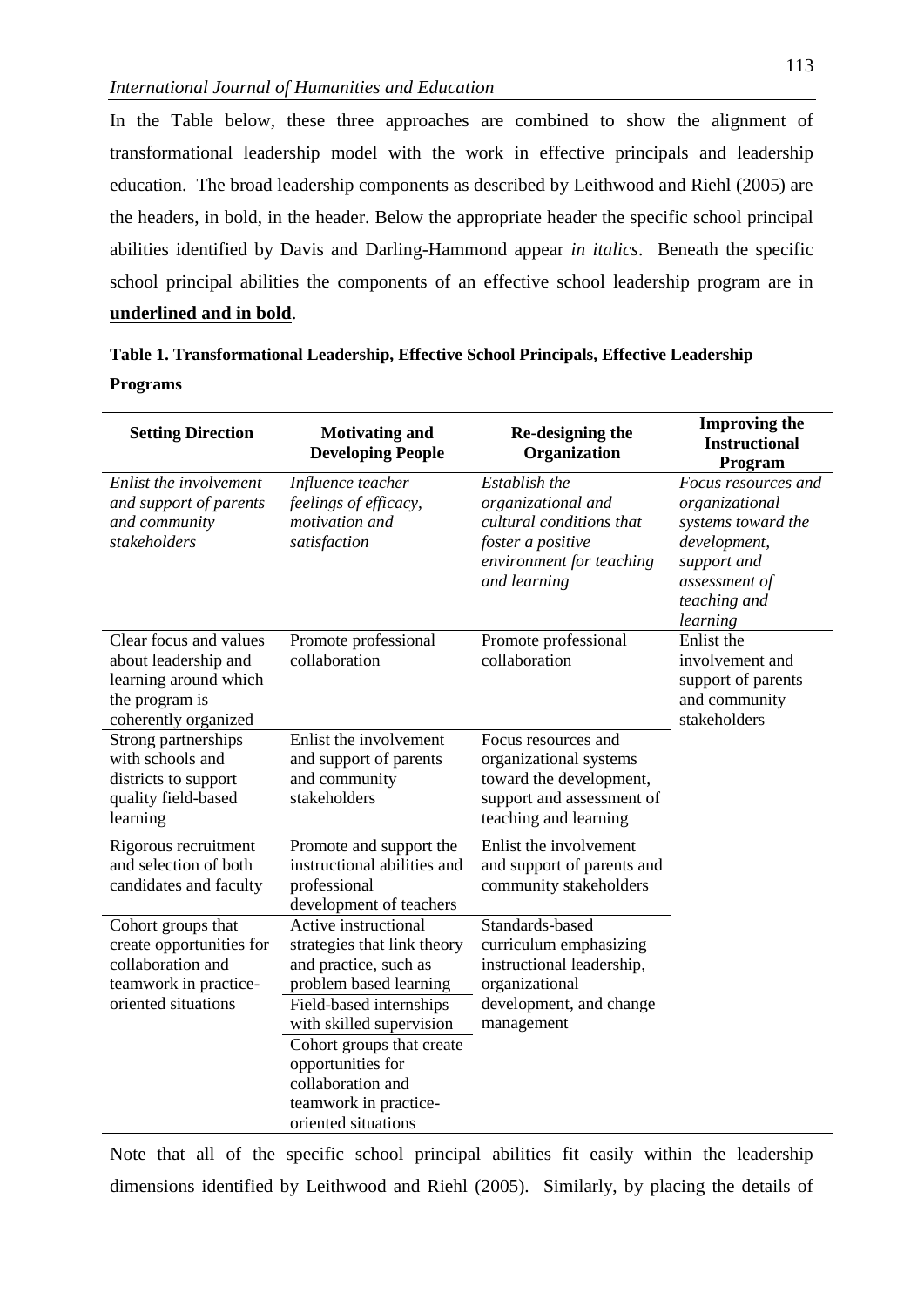In the Table below, these three approaches are combined to show the alignment of transformational leadership model with the work in effective principals and leadership education. The broad leadership components as described by Leithwood and Riehl (2005) are the headers, in bold, in the header. Below the appropriate header the specific school principal abilities identified by Davis and Darling-Hammond appear *in italics*. Beneath the specific school principal abilities the components of an effective school leadership program are in **underlined and in bold**.

**Table 1. Transformational Leadership, Effective School Principals, Effective Leadership Programs**

| **Setting Direction** | **Motivating and Developing People** | **Re-designing the Organization** | **Improving the Instructional Program** |
|---|---|---|---|
| *Enlist the involvement and support of parents and community stakeholders* | *Influence teacher feelings of efficacy, motivation and satisfaction* | *Establish the organizational and cultural conditions that foster a positive environment for teaching and learning* | *Focus resources and organizational systems toward the development, support and assessment of teaching and learning* |
| Clear focus and values about leadership and learning around which the program is coherently organized | Promote professional collaboration | Promote professional collaboration | Enlist the involvement and support of parents and community stakeholders |
| Strong partnerships with schools and districts to support quality field-based learning | Enlist the involvement and support of parents and community stakeholders | Focus resources and organizational systems toward the development, support and assessment of teaching and learning | |
| Rigorous recruitment and selection of both candidates and faculty | Promote and support the instructional abilities and professional development of teachers | Enlist the involvement and support of parents and community stakeholders | |
| Cohort groups that create opportunities for collaboration and teamwork in practice-oriented situations | Active instructional strategies that link theory and practice, such as problem based learning | Standards-based curriculum emphasizing instructional leadership, organizational development, and change management | |
| | Field-based internships with skilled supervision | | |
| | Cohort groups that create opportunities for collaboration and teamwork in practice-oriented situations | | |

Note that all of the specific school principal abilities fit easily within the leadership dimensions identified by Leithwood and Riehl (2005). Similarly, by placing the details of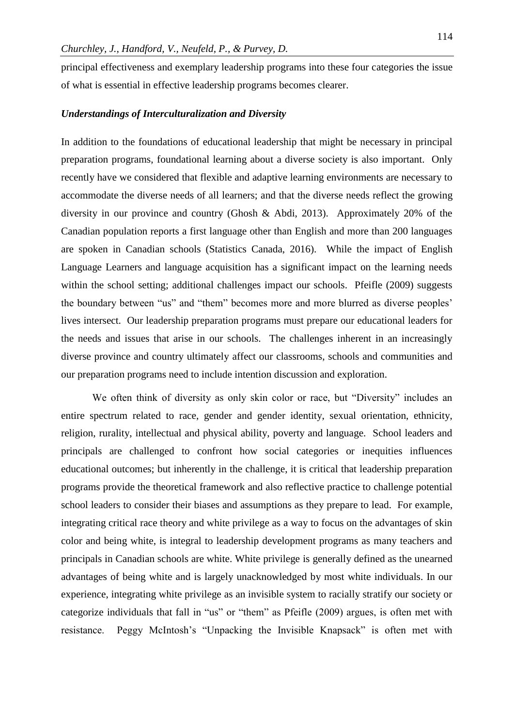principal effectiveness and exemplary leadership programs into these four categories the issue of what is essential in effective leadership programs becomes clearer.

### *Understandings of Interculturalization and Diversity*

In addition to the foundations of educational leadership that might be necessary in principal preparation programs, foundational learning about a diverse society is also important. Only recently have we considered that flexible and adaptive learning environments are necessary to accommodate the diverse needs of all learners; and that the diverse needs reflect the growing diversity in our province and country (Ghosh & Abdi, 2013). Approximately 20% of the Canadian population reports a first language other than English and more than 200 languages are spoken in Canadian schools (Statistics Canada, 2016). While the impact of English Language Learners and language acquisition has a significant impact on the learning needs within the school setting; additional challenges impact our schools. Pfeifle (2009) suggests the boundary between "us" and "them" becomes more and more blurred as diverse peoples' lives intersect. Our leadership preparation programs must prepare our educational leaders for the needs and issues that arise in our schools. The challenges inherent in an increasingly diverse province and country ultimately affect our classrooms, schools and communities and our preparation programs need to include intention discussion and exploration.

We often think of diversity as only skin color or race, but "Diversity" includes an entire spectrum related to race, gender and gender identity, sexual orientation, ethnicity, religion, rurality, intellectual and physical ability, poverty and language. School leaders and principals are challenged to confront how social categories or inequities influences educational outcomes; but inherently in the challenge, it is critical that leadership preparation programs provide the theoretical framework and also reflective practice to challenge potential school leaders to consider their biases and assumptions as they prepare to lead. For example, integrating critical race theory and white privilege as a way to focus on the advantages of skin color and being white, is integral to leadership development programs as many teachers and principals in Canadian schools are white. White privilege is generally defined as the unearned advantages of being white and is largely unacknowledged by most white individuals. In our experience, integrating white privilege as an invisible system to racially stratify our society or categorize individuals that fall in "us" or "them" as Pfeifle (2009) argues, is often met with resistance. Peggy McIntosh's "Unpacking the Invisible Knapsack" is often met with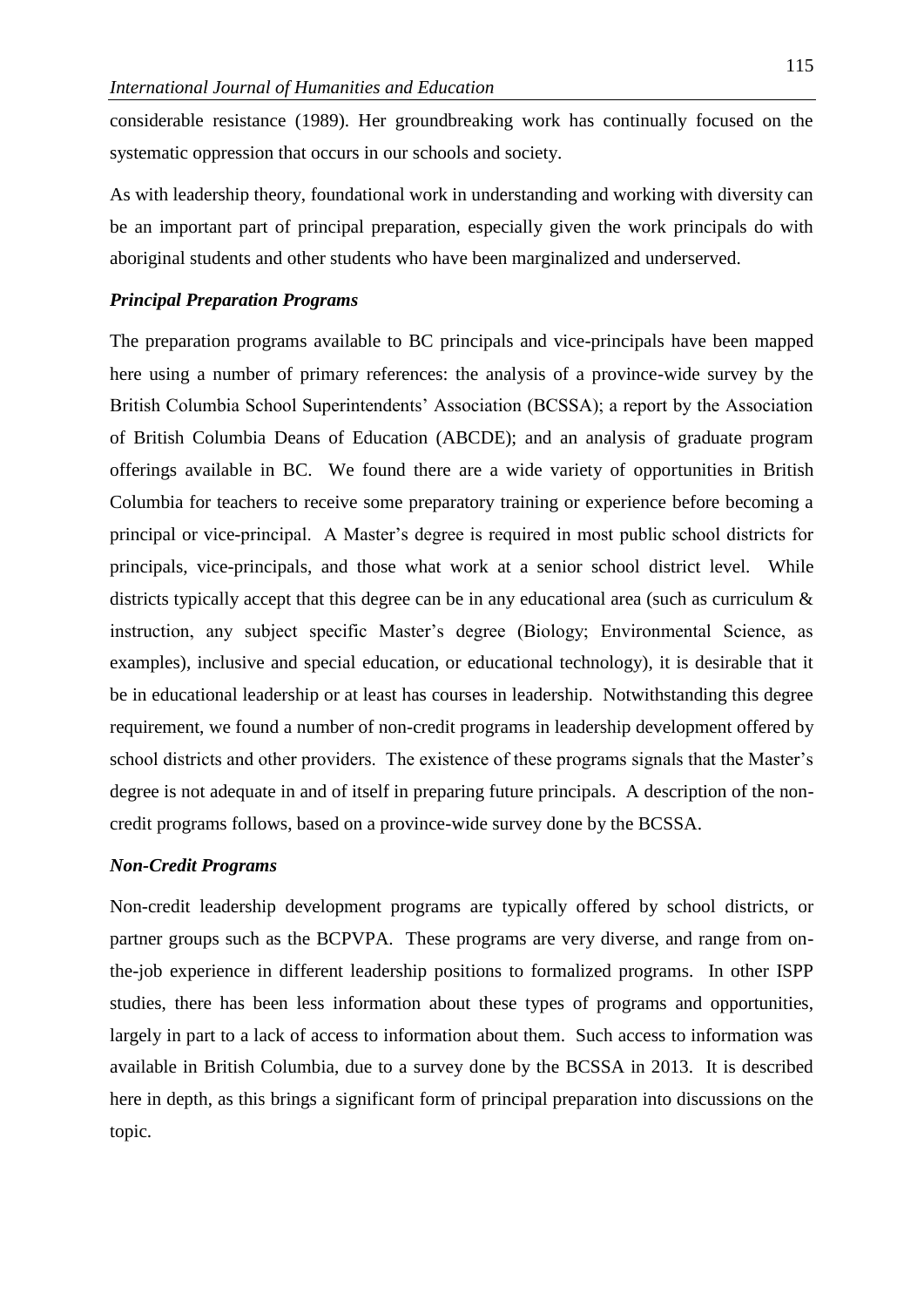considerable resistance (1989). Her groundbreaking work has continually focused on the systematic oppression that occurs in our schools and society.

As with leadership theory, foundational work in understanding and working with diversity can be an important part of principal preparation, especially given the work principals do with aboriginal students and other students who have been marginalized and underserved.

### *Principal Preparation Programs*

The preparation programs available to BC principals and vice-principals have been mapped here using a number of primary references: the analysis of a province-wide survey by the British Columbia School Superintendents' Association (BCSSA); a report by the Association of British Columbia Deans of Education (ABCDE); and an analysis of graduate program offerings available in BC. We found there are a wide variety of opportunities in British Columbia for teachers to receive some preparatory training or experience before becoming a principal or vice-principal. A Master's degree is required in most public school districts for principals, vice-principals, and those what work at a senior school district level. While districts typically accept that this degree can be in any educational area (such as curriculum & instruction, any subject specific Master's degree (Biology; Environmental Science, as examples), inclusive and special education, or educational technology), it is desirable that it be in educational leadership or at least has courses in leadership. Notwithstanding this degree requirement, we found a number of non-credit programs in leadership development offered by school districts and other providers. The existence of these programs signals that the Master's degree is not adequate in and of itself in preparing future principals. A description of the non-credit programs follows, based on a province-wide survey done by the BCSSA.

### *Non-Credit Programs*

Non-credit leadership development programs are typically offered by school districts, or partner groups such as the BCPVPA. These programs are very diverse, and range from on-the-job experience in different leadership positions to formalized programs. In other ISPP studies, there has been less information about these types of programs and opportunities, largely in part to a lack of access to information about them. Such access to information was available in British Columbia, due to a survey done by the BCSSA in 2013. It is described here in depth, as this brings a significant form of principal preparation into discussions on the topic.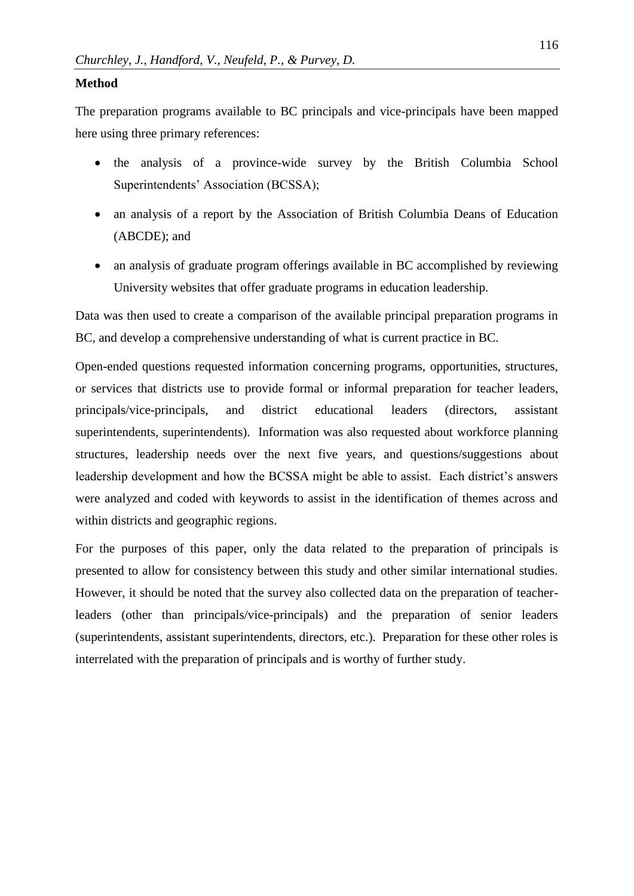**Method**

The preparation programs available to BC principals and vice-principals have been mapped here using three primary references:

- the analysis of a province-wide survey by the British Columbia School Superintendents' Association (BCSSA);
- an analysis of a report by the Association of British Columbia Deans of Education (ABCDE); and
- an analysis of graduate program offerings available in BC accomplished by reviewing University websites that offer graduate programs in education leadership.

Data was then used to create a comparison of the available principal preparation programs in BC, and develop a comprehensive understanding of what is current practice in BC.

Open-ended questions requested information concerning programs, opportunities, structures, or services that districts use to provide formal or informal preparation for teacher leaders, principals/vice-principals, and district educational leaders (directors, assistant superintendents, superintendents). Information was also requested about workforce planning structures, leadership needs over the next five years, and questions/suggestions about leadership development and how the BCSSA might be able to assist. Each district's answers were analyzed and coded with keywords to assist in the identification of themes across and within districts and geographic regions.

For the purposes of this paper, only the data related to the preparation of principals is presented to allow for consistency between this study and other similar international studies. However, it should be noted that the survey also collected data on the preparation of teacher-leaders (other than principals/vice-principals) and the preparation of senior leaders (superintendents, assistant superintendents, directors, etc.). Preparation for these other roles is interrelated with the preparation of principals and is worthy of further study.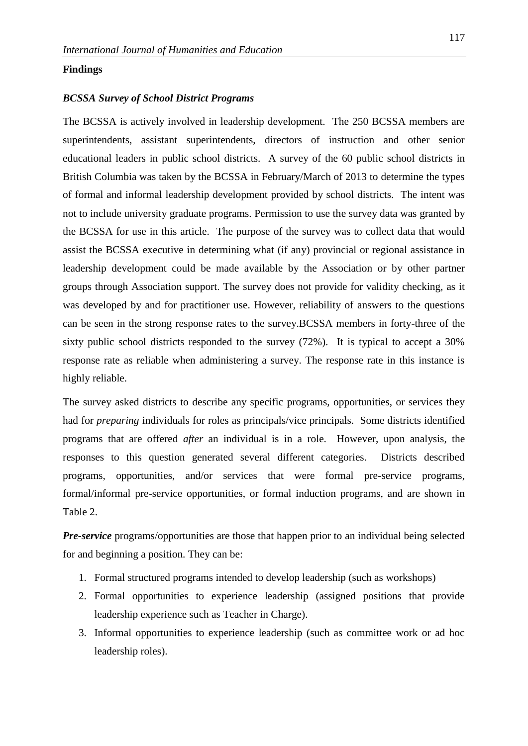## Findings

### *BCSSA Survey of School District Programs*

The BCSSA is actively involved in leadership development. The 250 BCSSA members are superintendents, assistant superintendents, directors of instruction and other senior educational leaders in public school districts. A survey of the 60 public school districts in British Columbia was taken by the BCSSA in February/March of 2013 to determine the types of formal and informal leadership development provided by school districts. The intent was not to include university graduate programs. Permission to use the survey data was granted by the BCSSA for use in this article. The purpose of the survey was to collect data that would assist the BCSSA executive in determining what (if any) provincial or regional assistance in leadership development could be made available by the Association or by other partner groups through Association support. The survey does not provide for validity checking, as it was developed by and for practitioner use. However, reliability of answers to the questions can be seen in the strong response rates to the survey.BCSSA members in forty-three of the sixty public school districts responded to the survey (72%). It is typical to accept a 30% response rate as reliable when administering a survey. The response rate in this instance is highly reliable.

The survey asked districts to describe any specific programs, opportunities, or services they had for *preparing* individuals for roles as principals/vice principals. Some districts identified programs that are offered *after* an individual is in a role. However, upon analysis, the responses to this question generated several different categories. Districts described programs, opportunities, and/or services that were formal pre-service programs, formal/informal pre-service opportunities, or formal induction programs, and are shown in Table 2.

***Pre-service*** programs/opportunities are those that happen prior to an individual being selected for and beginning a position. They can be:

1. Formal structured programs intended to develop leadership (such as workshops)
2. Formal opportunities to experience leadership (assigned positions that provide leadership experience such as Teacher in Charge).
3. Informal opportunities to experience leadership (such as committee work or ad hoc leadership roles).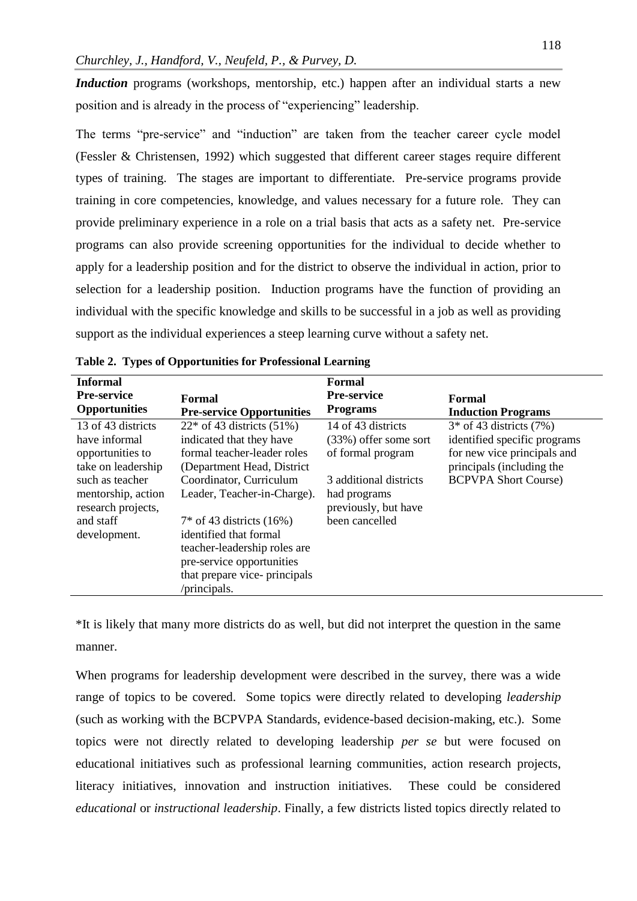***Induction*** programs (workshops, mentorship, etc.) happen after an individual starts a new position and is already in the process of "experiencing" leadership.

The terms "pre-service" and "induction" are taken from the teacher career cycle model (Fessler & Christensen, 1992) which suggested that different career stages require different types of training. The stages are important to differentiate. Pre-service programs provide training in core competencies, knowledge, and values necessary for a future role. They can provide preliminary experience in a role on a trial basis that acts as a safety net. Pre-service programs can also provide screening opportunities for the individual to decide whether to apply for a leadership position and for the district to observe the individual in action, prior to selection for a leadership position. Induction programs have the function of providing an individual with the specific knowledge and skills to be successful in a job as well as providing support as the individual experiences a steep learning curve without a safety net.

**Table 2. Types of Opportunities for Professional Learning**

| **Informal Pre-service Opportunities** | **Formal Pre-service Opportunities** | **Formal Pre-service Programs** | **Formal Induction Programs** |
|---|---|---|---|
| 13 of 43 districts have informal opportunities to take on leadership such as teacher mentorship, action research projects, and staff development. | 22* of 43 districts (51%) indicated that they have formal teacher-leader roles (Department Head, District Coordinator, Curriculum Leader, Teacher-in-Charge).<br><br>7* of 43 districts (16%) identified that formal teacher-leadership roles are pre-service opportunities that prepare vice- principals /principals. | 14 of 43 districts (33%) offer some sort of formal program<br><br>3 additional districts had programs previously, but have been cancelled | 3* of 43 districts (7%) identified specific programs for new vice principals and principals (including the BCPVPA Short Course) |

*It is likely that many more districts do as well, but did not interpret the question in the same manner.

When programs for leadership development were described in the survey, there was a wide range of topics to be covered. Some topics were directly related to developing *leadership* (such as working with the BCPVPA Standards, evidence-based decision-making, etc.). Some topics were not directly related to developing leadership *per se* but were focused on educational initiatives such as professional learning communities, action research projects, literacy initiatives, innovation and instruction initiatives. These could be considered *educational* or *instructional leadership*. Finally, a few districts listed topics directly related to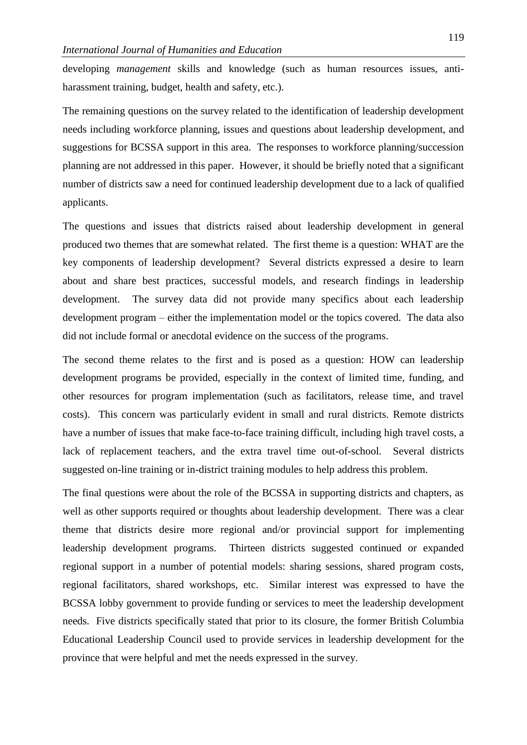developing *management* skills and knowledge (such as human resources issues, anti-harassment training, budget, health and safety, etc.).

The remaining questions on the survey related to the identification of leadership development needs including workforce planning, issues and questions about leadership development, and suggestions for BCSSA support in this area. The responses to workforce planning/succession planning are not addressed in this paper. However, it should be briefly noted that a significant number of districts saw a need for continued leadership development due to a lack of qualified applicants.

The questions and issues that districts raised about leadership development in general produced two themes that are somewhat related. The first theme is a question: WHAT are the key components of leadership development? Several districts expressed a desire to learn about and share best practices, successful models, and research findings in leadership development. The survey data did not provide many specifics about each leadership development program – either the implementation model or the topics covered. The data also did not include formal or anecdotal evidence on the success of the programs.

The second theme relates to the first and is posed as a question: HOW can leadership development programs be provided, especially in the context of limited time, funding, and other resources for program implementation (such as facilitators, release time, and travel costs). This concern was particularly evident in small and rural districts. Remote districts have a number of issues that make face-to-face training difficult, including high travel costs, a lack of replacement teachers, and the extra travel time out-of-school. Several districts suggested on-line training or in-district training modules to help address this problem.

The final questions were about the role of the BCSSA in supporting districts and chapters, as well as other supports required or thoughts about leadership development. There was a clear theme that districts desire more regional and/or provincial support for implementing leadership development programs. Thirteen districts suggested continued or expanded regional support in a number of potential models: sharing sessions, shared program costs, regional facilitators, shared workshops, etc. Similar interest was expressed to have the BCSSA lobby government to provide funding or services to meet the leadership development needs. Five districts specifically stated that prior to its closure, the former British Columbia Educational Leadership Council used to provide services in leadership development for the province that were helpful and met the needs expressed in the survey.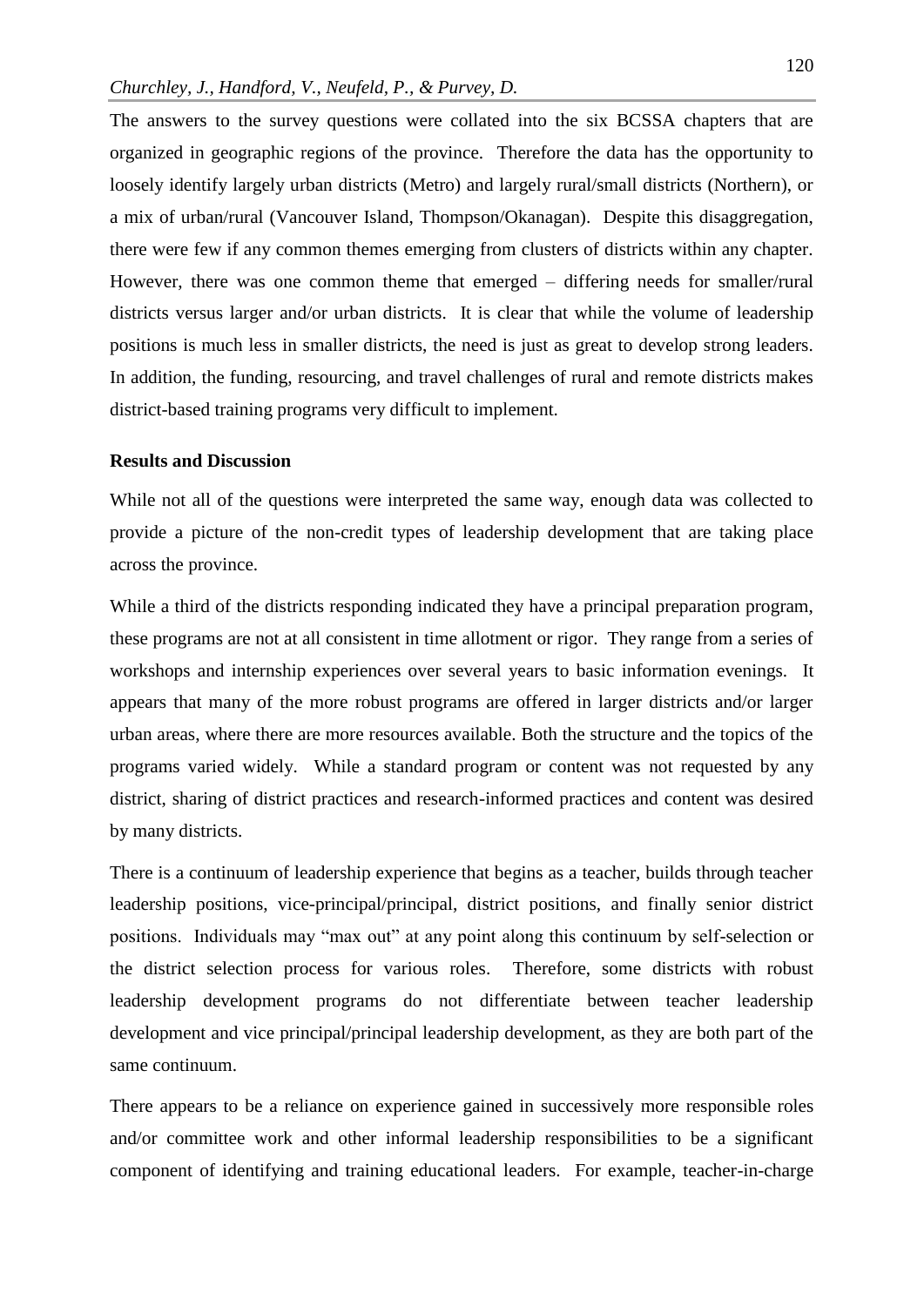The answers to the survey questions were collated into the six BCSSA chapters that are organized in geographic regions of the province. Therefore the data has the opportunity to loosely identify largely urban districts (Metro) and largely rural/small districts (Northern), or a mix of urban/rural (Vancouver Island, Thompson/Okanagan). Despite this disaggregation, there were few if any common themes emerging from clusters of districts within any chapter. However, there was one common theme that emerged – differing needs for smaller/rural districts versus larger and/or urban districts. It is clear that while the volume of leadership positions is much less in smaller districts, the need is just as great to develop strong leaders. In addition, the funding, resourcing, and travel challenges of rural and remote districts makes district-based training programs very difficult to implement.

**Results and Discussion**

While not all of the questions were interpreted the same way, enough data was collected to provide a picture of the non-credit types of leadership development that are taking place across the province.

While a third of the districts responding indicated they have a principal preparation program, these programs are not at all consistent in time allotment or rigor. They range from a series of workshops and internship experiences over several years to basic information evenings. It appears that many of the more robust programs are offered in larger districts and/or larger urban areas, where there are more resources available. Both the structure and the topics of the programs varied widely. While a standard program or content was not requested by any district, sharing of district practices and research-informed practices and content was desired by many districts.

There is a continuum of leadership experience that begins as a teacher, builds through teacher leadership positions, vice-principal/principal, district positions, and finally senior district positions. Individuals may "max out" at any point along this continuum by self-selection or the district selection process for various roles. Therefore, some districts with robust leadership development programs do not differentiate between teacher leadership development and vice principal/principal leadership development, as they are both part of the same continuum.

There appears to be a reliance on experience gained in successively more responsible roles and/or committee work and other informal leadership responsibilities to be a significant component of identifying and training educational leaders. For example, teacher-in-charge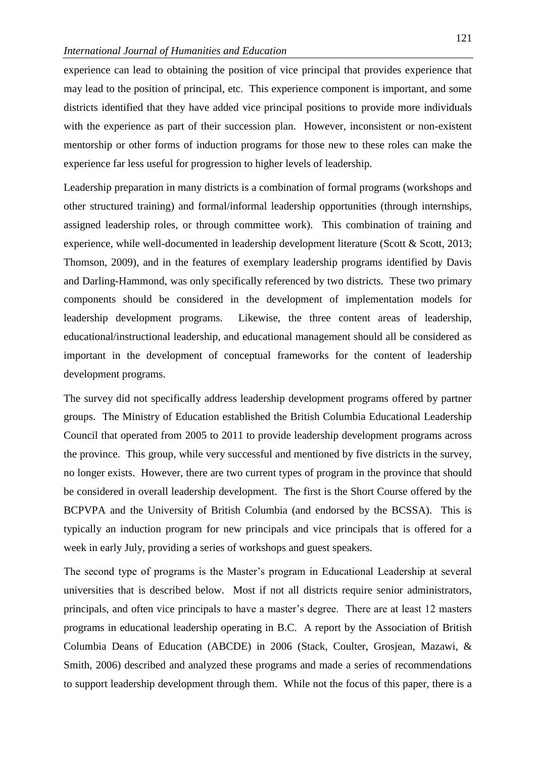experience can lead to obtaining the position of vice principal that provides experience that may lead to the position of principal, etc. This experience component is important, and some districts identified that they have added vice principal positions to provide more individuals with the experience as part of their succession plan. However, inconsistent or non-existent mentorship or other forms of induction programs for those new to these roles can make the experience far less useful for progression to higher levels of leadership.

Leadership preparation in many districts is a combination of formal programs (workshops and other structured training) and formal/informal leadership opportunities (through internships, assigned leadership roles, or through committee work). This combination of training and experience, while well-documented in leadership development literature (Scott & Scott, 2013; Thomson, 2009), and in the features of exemplary leadership programs identified by Davis and Darling-Hammond, was only specifically referenced by two districts. These two primary components should be considered in the development of implementation models for leadership development programs. Likewise, the three content areas of leadership, educational/instructional leadership, and educational management should all be considered as important in the development of conceptual frameworks for the content of leadership development programs.

The survey did not specifically address leadership development programs offered by partner groups. The Ministry of Education established the British Columbia Educational Leadership Council that operated from 2005 to 2011 to provide leadership development programs across the province. This group, while very successful and mentioned by five districts in the survey, no longer exists. However, there are two current types of program in the province that should be considered in overall leadership development. The first is the Short Course offered by the BCPVPA and the University of British Columbia (and endorsed by the BCSSA). This is typically an induction program for new principals and vice principals that is offered for a week in early July, providing a series of workshops and guest speakers.

The second type of programs is the Master's program in Educational Leadership at several universities that is described below. Most if not all districts require senior administrators, principals, and often vice principals to have a master's degree. There are at least 12 masters programs in educational leadership operating in B.C. A report by the Association of British Columbia Deans of Education (ABCDE) in 2006 (Stack, Coulter, Grosjean, Mazawi, & Smith, 2006) described and analyzed these programs and made a series of recommendations to support leadership development through them. While not the focus of this paper, there is a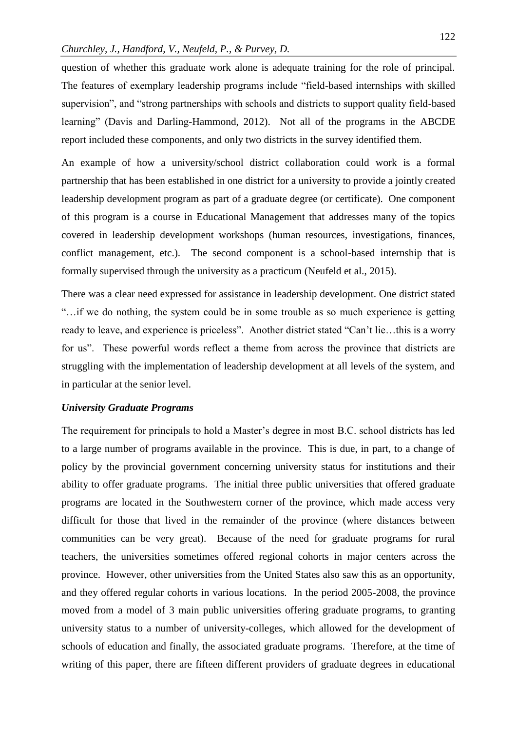question of whether this graduate work alone is adequate training for the role of principal. The features of exemplary leadership programs include "field-based internships with skilled supervision", and "strong partnerships with schools and districts to support quality field-based learning" (Davis and Darling-Hammond, 2012). Not all of the programs in the ABCDE report included these components, and only two districts in the survey identified them.

An example of how a university/school district collaboration could work is a formal partnership that has been established in one district for a university to provide a jointly created leadership development program as part of a graduate degree (or certificate). One component of this program is a course in Educational Management that addresses many of the topics covered in leadership development workshops (human resources, investigations, finances, conflict management, etc.). The second component is a school-based internship that is formally supervised through the university as a practicum (Neufeld et al., 2015).

There was a clear need expressed for assistance in leadership development. One district stated "…if we do nothing, the system could be in some trouble as so much experience is getting ready to leave, and experience is priceless". Another district stated "Can't lie…this is a worry for us". These powerful words reflect a theme from across the province that districts are struggling with the implementation of leadership development at all levels of the system, and in particular at the senior level.

### *University Graduate Programs*

The requirement for principals to hold a Master's degree in most B.C. school districts has led to a large number of programs available in the province. This is due, in part, to a change of policy by the provincial government concerning university status for institutions and their ability to offer graduate programs. The initial three public universities that offered graduate programs are located in the Southwestern corner of the province, which made access very difficult for those that lived in the remainder of the province (where distances between communities can be very great). Because of the need for graduate programs for rural teachers, the universities sometimes offered regional cohorts in major centers across the province. However, other universities from the United States also saw this as an opportunity, and they offered regular cohorts in various locations. In the period 2005-2008, the province moved from a model of 3 main public universities offering graduate programs, to granting university status to a number of university-colleges, which allowed for the development of schools of education and finally, the associated graduate programs. Therefore, at the time of writing of this paper, there are fifteen different providers of graduate degrees in educational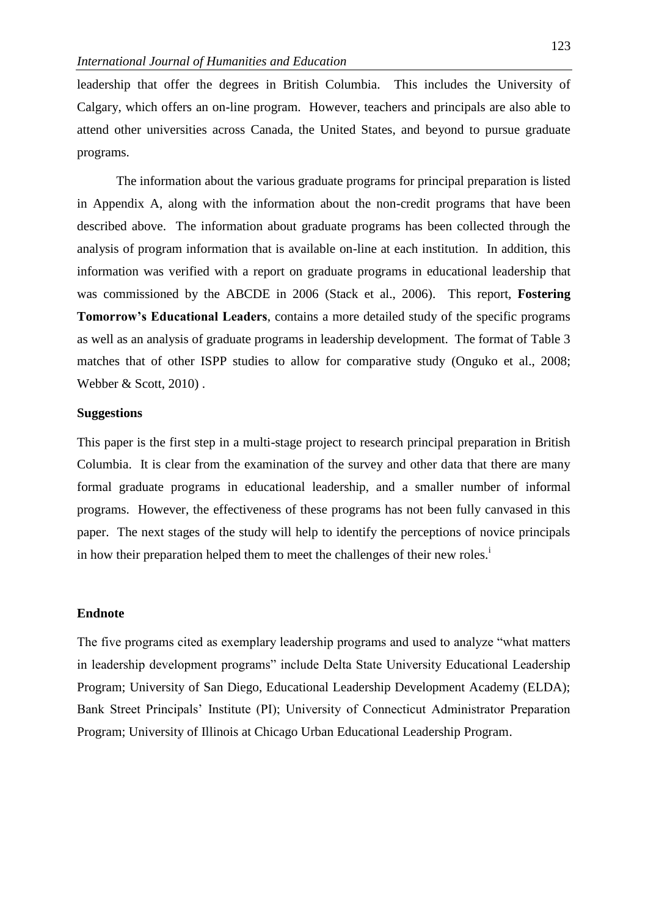leadership that offer the degrees in British Columbia. This includes the University of Calgary, which offers an on-line program. However, teachers and principals are also able to attend other universities across Canada, the United States, and beyond to pursue graduate programs.

The information about the various graduate programs for principal preparation is listed in Appendix A, along with the information about the non-credit programs that have been described above. The information about graduate programs has been collected through the analysis of program information that is available on-line at each institution. In addition, this information was verified with a report on graduate programs in educational leadership that was commissioned by the ABCDE in 2006 (Stack et al., 2006). This report, **Fostering Tomorrow's Educational Leaders**, contains a more detailed study of the specific programs as well as an analysis of graduate programs in leadership development. The format of Table 3 matches that of other ISPP studies to allow for comparative study (Onguko et al., 2008; Webber & Scott, 2010) .

### Suggestions

This paper is the first step in a multi-stage project to research principal preparation in British Columbia. It is clear from the examination of the survey and other data that there are many formal graduate programs in educational leadership, and a smaller number of informal programs. However, the effectiveness of these programs has not been fully canvased in this paper. The next stages of the study will help to identify the perceptions of novice principals in how their preparation helped them to meet the challenges of their new roles.[i]

### Endnote

The five programs cited as exemplary leadership programs and used to analyze "what matters in leadership development programs" include Delta State University Educational Leadership Program; University of San Diego, Educational Leadership Development Academy (ELDA); Bank Street Principals' Institute (PI); University of Connecticut Administrator Preparation Program; University of Illinois at Chicago Urban Educational Leadership Program.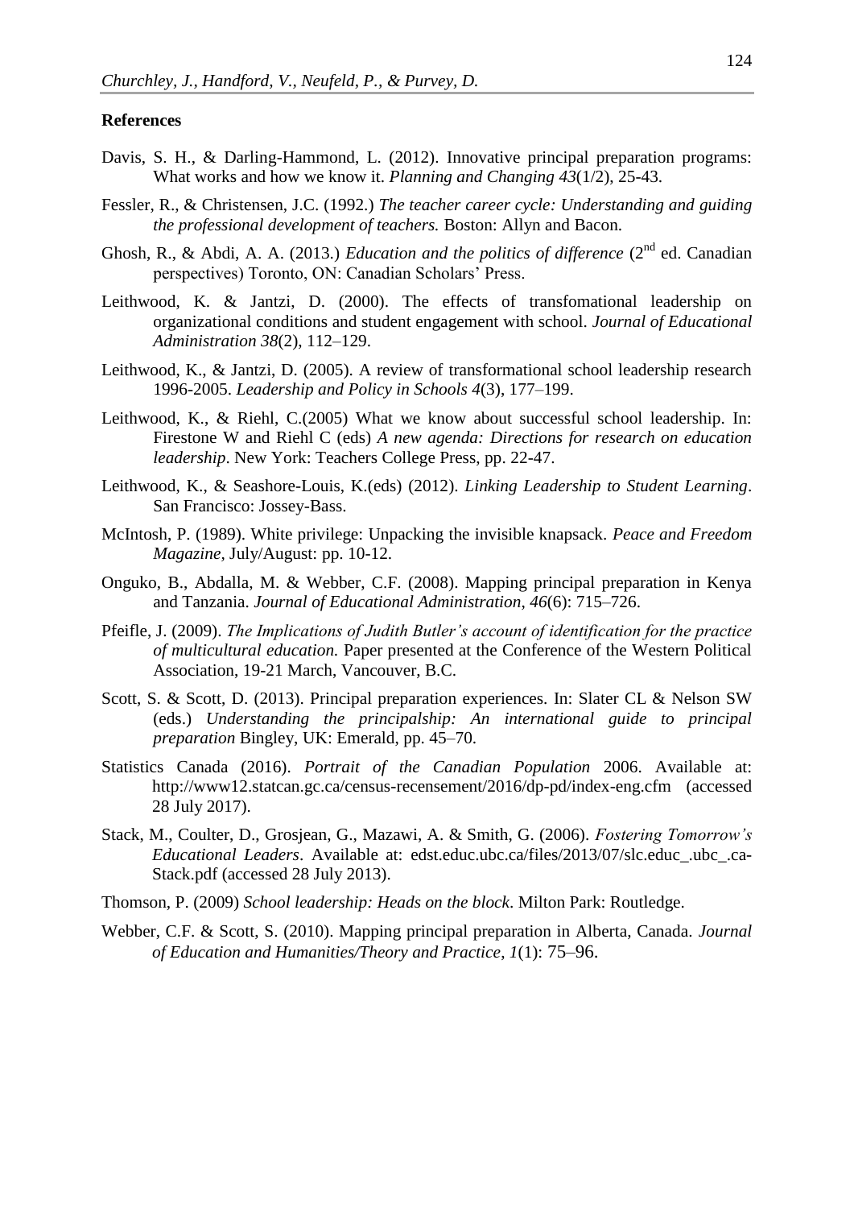**References**

Davis, S. H., & Darling-Hammond, L. (2012). Innovative principal preparation programs: What works and how we know it. *Planning and Changing 43*(1/2), 25-43.

Fessler, R., & Christensen, J.C. (1992.) *The teacher career cycle: Understanding and guiding the professional development of teachers.* Boston: Allyn and Bacon.

Ghosh, R., & Abdi, A. A. (2013.) *Education and the politics of difference* (2nd ed. Canadian perspectives) Toronto, ON: Canadian Scholars' Press.

Leithwood, K. & Jantzi, D. (2000). The effects of transfomational leadership on organizational conditions and student engagement with school. *Journal of Educational Administration 38*(2), 112–129.

Leithwood, K., & Jantzi, D. (2005). A review of transformational school leadership research 1996-2005. *Leadership and Policy in Schools 4*(3), 177–199.

Leithwood, K., & Riehl, C.(2005) What we know about successful school leadership. In: Firestone W and Riehl C (eds) *A new agenda: Directions for research on education leadership*. New York: Teachers College Press, pp. 22-47.

Leithwood, K., & Seashore-Louis, K.(eds) (2012). *Linking Leadership to Student Learning*. San Francisco: Jossey-Bass.

McIntosh, P. (1989). White privilege: Unpacking the invisible knapsack. *Peace and Freedom Magazine*, July/August: pp. 10-12.

Onguko, B., Abdalla, M. & Webber, C.F. (2008). Mapping principal preparation in Kenya and Tanzania. *Journal of Educational Administration*, *46*(6): 715–726.

Pfeifle, J. (2009). *The Implications of Judith Butler's account of identification for the practice of multicultural education.* Paper presented at the Conference of the Western Political Association, 19-21 March, Vancouver, B.C.

Scott, S. & Scott, D. (2013). Principal preparation experiences. In: Slater CL & Nelson SW (eds.) *Understanding the principalship: An international guide to principal preparation* Bingley, UK: Emerald, pp. 45–70.

Statistics Canada (2016). *Portrait of the Canadian Population* 2006. Available at: http://www12.statcan.gc.ca/census-recensement/2016/dp-pd/index-eng.cfm (accessed 28 July 2017).

Stack, M., Coulter, D., Grosjean, G., Mazawi, A. & Smith, G. (2006). *Fostering Tomorrow's Educational Leaders*. Available at: edst.educ.ubc.ca/files/2013/07/slc.educ_.ubc_.ca-Stack.pdf (accessed 28 July 2013).

Thomson, P. (2009) *School leadership: Heads on the block*. Milton Park: Routledge.

Webber, C.F. & Scott, S. (2010). Mapping principal preparation in Alberta, Canada. *Journal of Education and Humanities/Theory and Practice, 1*(1): 75–96.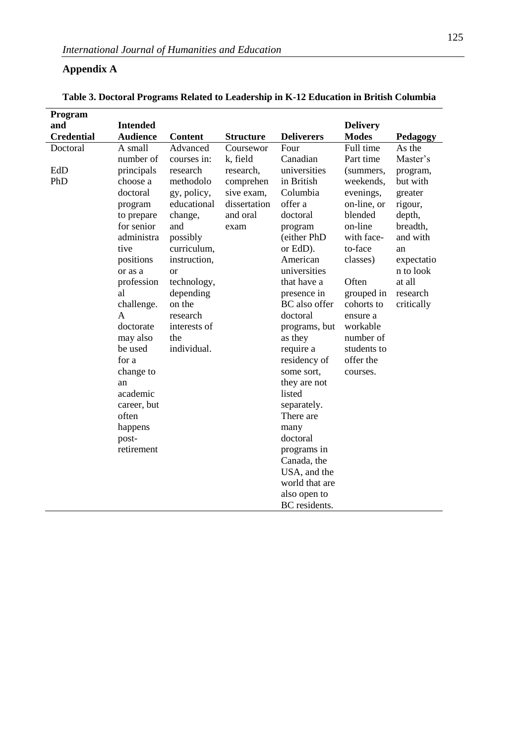## Appendix A

**Table 3. Doctoral Programs Related to Leadership in K-12 Education in British Columbia**

| Program and Credential | Intended Audience | Content | Structure | Deliverers | Delivery Modes | Pedagogy |
|---|---|---|---|---|---|---|
| Doctoral<br><br>EdD<br>PhD | A small number of principals choose a doctoral program to prepare for senior administrative positions or as a professional challenge. A doctorate may also be used for a change to an academic career, but often happens post-retirement | Advanced courses in: research methodology, policy, educational change, and possibly curriculum, instruction, or technology, depending on the research interests of the individual. | Coursework, field research, comprehensive exam, dissertation and oral exam | Four Canadian universities in British Columbia offer a doctoral program (either PhD or EdD). American universities that have a presence in BC also offer doctoral programs, but as they require a residency of some sort, they are not listed separately. There are many doctoral programs in Canada, the USA, and the world that are also open to BC residents. | Full time<br>Part time (summers, weekends, evenings, on-line, or blended on-line with face-to-face classes)<br><br>Often grouped in cohorts to ensure a workable number of students to offer the courses. | As the Master's program, but with greater rigour, depth, breadth, and with an expectation to look at all research critically |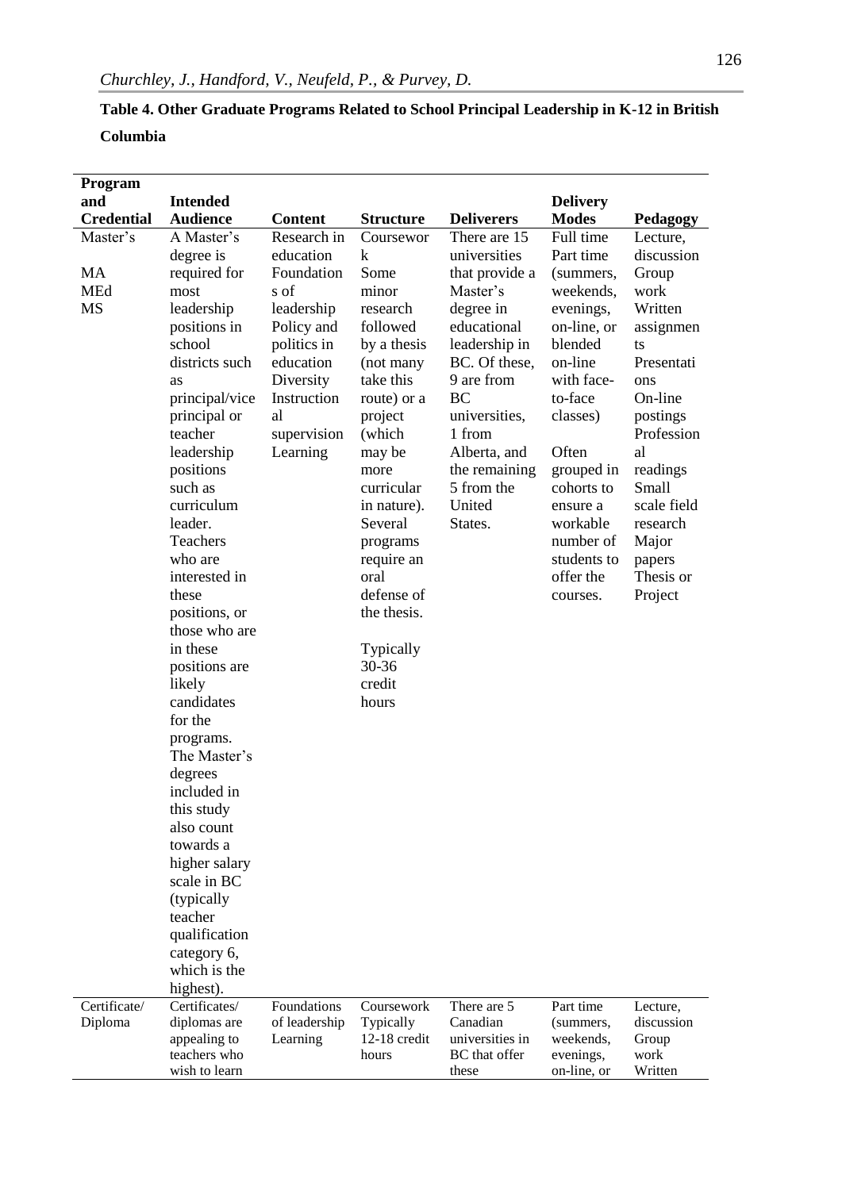**Table 4. Other Graduate Programs Related to School Principal Leadership in K-12 in British Columbia**

| Program and Credential | Intended Audience | Content | Structure | Deliverers | Delivery Modes | Pedagogy |
|---|---|---|---|---|---|---|
| Master's<br><br>MA<br>MEd<br>MS | A Master's degree is required for most leadership positions in school districts such as principal/vice principal or teacher leadership positions such as curriculum leader. Teachers who are interested in these positions, or those who are in these positions are likely candidates for the programs. The Master's degrees included in this study also count towards a higher salary scale in BC (typically teacher qualification category 6, which is the highest). | Research in education<br>Foundations of leadership<br>Policy and politics in education<br>Diversity<br>Instructional supervision<br>Learning | Coursework<br>Some minor research followed by a thesis (not many take this route) or a project (which may be more curricular in nature). Several programs require an oral defense of the thesis.<br><br>Typically 30-36 credit hours | There are 15 universities that provide a Master's degree in educational leadership in BC. Of these, 9 are from BC universities, 1 from Alberta, and the remaining 5 from the United States. | Full time<br>Part time (summers, weekends, evenings, on-line, or blended on-line with face-to-face classes)<br><br>Often grouped in cohorts to ensure a workable number of students to offer the courses. | Lecture, discussion<br>Group work<br>Written assignments<br>Presentations<br>On-line postings<br>Professional readings<br>Small scale field research<br>Major papers<br>Thesis or Project |
| Certificate/ Diploma | Certificates/ diplomas are appealing to teachers who wish to learn | Foundations of leadership<br>Learning | Coursework<br>Typically 12-18 credit hours | There are 5 Canadian universities in BC that offer these | Part time (summers, weekends, evenings, on-line, or | Lecture, discussion<br>Group work<br>Written |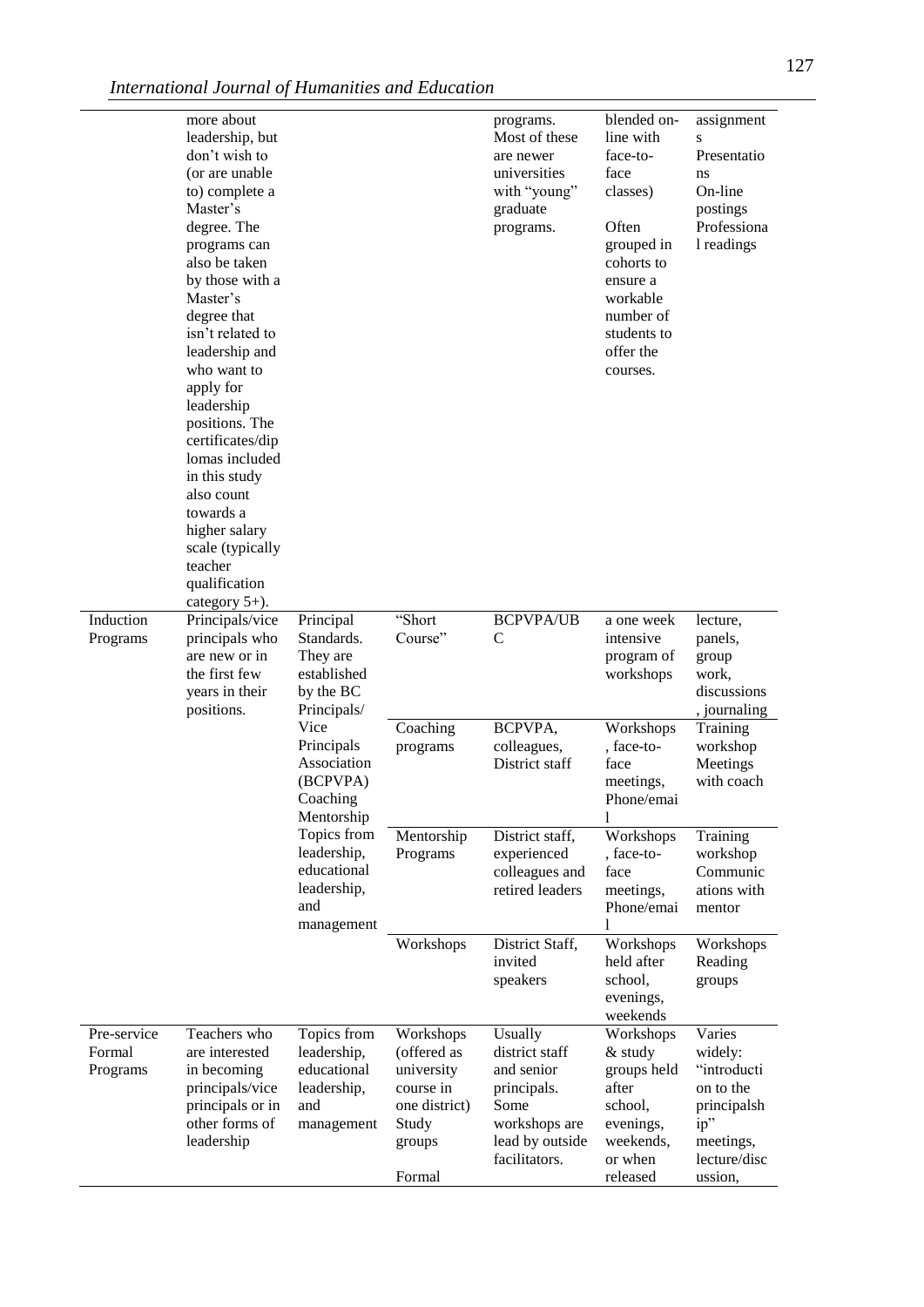|  | more about leadership, but don't wish to (or are unable to) complete a Master's degree. The programs can also be taken by those with a Master's degree that isn't related to leadership and who want to apply for leadership positions. The certificates/diplomas included in this study also count towards a higher salary scale (typically teacher qualification category 5+). |  |  | programs. Most of these are newer universities with "young" graduate programs. | blended on-line with face-to-face classes)<br><br>Often grouped in cohorts to ensure a workable number of students to offer the courses. | assignments Presentations On-line postings Professional readings |
|---|---|---|---|---|---|---|
| Induction Programs | Principals/vice principals who are new or in the first few years in their positions. | Principal Standards. They are established by the BC Principals/ Vice Principals Association (BCPVPA) Coaching Mentorship Topics from leadership, educational leadership, and management | "Short Course" | BCPVPA/UBC | a one week intensive program of workshops | lecture, panels, group work, discussions, journaling |
|  |  |  | Coaching programs | BCPVPA, colleagues, District staff | Workshops, face-to-face meetings, Phone/email | Training workshop Meetings with coach |
|  |  |  | Mentorship Programs | District staff, experienced colleagues and retired leaders | Workshops, face-to-face meetings, Phone/email | Training workshop Communications with mentor |
|  |  |  | Workshops | District Staff, invited speakers | Workshops held after school, evenings, weekends | Workshops Reading groups |
| Pre-service Formal Programs | Teachers who are interested in becoming principals/vice principals or in other forms of leadership | Topics from leadership, educational leadership, and management | Workshops (offered as university course in one district) Study groups<br><br>Formal | Usually district staff and senior principals. Some workshops are lead by outside facilitators. | Workshops & study groups held after school, evenings, weekends, or when released | Varies widely: "introduction to the principalship" meetings, lecture/discussion, |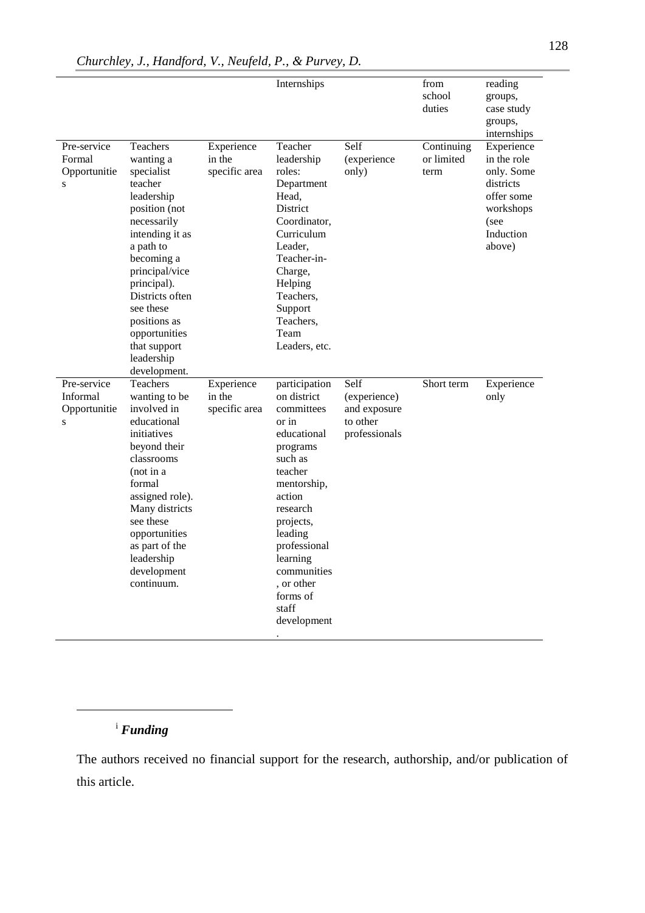| | | | | | | |
|---|---|---|---|---|---|---|
| | | | Internships | | from school duties | reading groups, case study groups, internships |
| Pre-service Formal Opportunities | Teachers wanting a specialist teacher leadership position (not necessarily intending it as a path to becoming a principal/vice principal). Districts often see these positions as opportunities that support leadership development. | Experience in the specific area | Teacher leadership roles: Department Head, District Coordinator, Curriculum Leader, Teacher-in-Charge, Helping Teachers, Support Teachers, Team Leaders, etc. | Self (experience only) | Continuing or limited term | Experience in the role only. Some districts offer some workshops (see Induction above) |
| Pre-service Informal Opportunities | Teachers wanting to be involved in educational initiatives beyond their classrooms (not in a formal assigned role). Many districts see these opportunities as part of the leadership development continuum. | Experience in the specific area | participation on district committees or in educational programs such as teacher mentorship, action research projects, leading professional learning communities, or other forms of staff development. | Self (experience) and exposure to other professionals | Short term | Experience only |

[i] ***Funding***

The authors received no financial support for the research, authorship, and/or publication of this article.